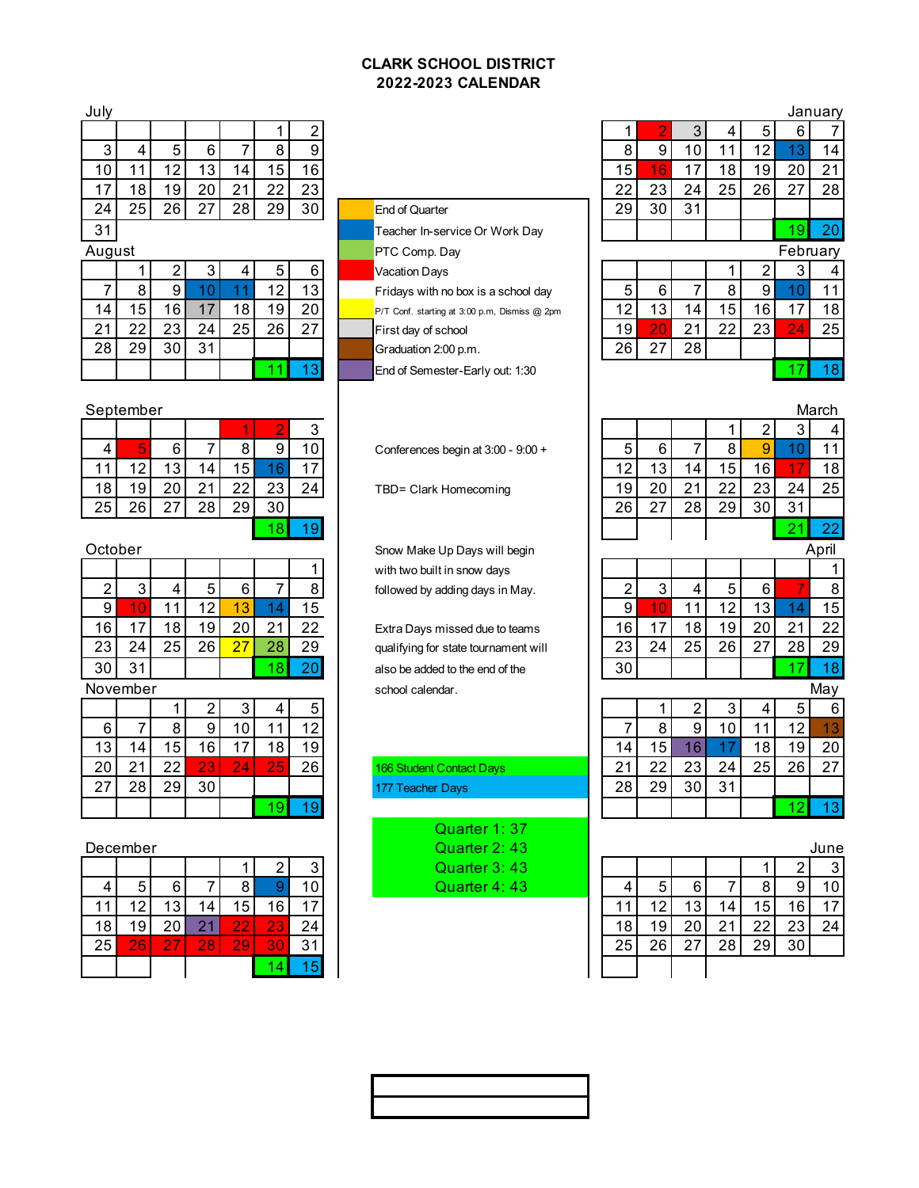# CLARK SCHOOL DISTRICT
## 2022-2023 CALENDAR

### July

| | | | | | | |
|---|---|---|---|---|---|---|
| | | | | | 1 | 2 |
| 3 | 4 | 5 | 6 | 7 | 8 | 9 |
| 10 | 11 | 12 | 13 | 14 | 15 | 16 |
| 17 | 18 | 19 | 20 | 21 | 22 | 23 |
| 24 | 25 | 26 | 27 | 28 | 29 | 30 |
| 31 | | | | | | |

### August

| | | | | | | |
|---|---|---|---|---|---|---|
| | 1 | 2 | 3 | 4 | 5 | 6 |
| 7 | 8 | 9 | 10 | 11 | 12 | 13 |
| 14 | 15 | 16 | 17 | 18 | 19 | 20 |
| 21 | 22 | 23 | 24 | 25 | 26 | 27 |
| 28 | 29 | 30 | 31 | | | |
| | | | | | 11 | 13 |

### September

| | | | | | | |
|---|---|---|---|---|---|---|
| | | | | 1 | 2 | 3 |
| 4 | 5 | 6 | 7 | 8 | 9 | 10 |
| 11 | 12 | 13 | 14 | 15 | 16 | 17 |
| 18 | 19 | 20 | 21 | 22 | 23 | 24 |
| 25 | 26 | 27 | 28 | 29 | 30 | |
| | | | | | 18 | 19 |

### October

| | | | | | | |
|---|---|---|---|---|---|---|
| | | | | | | 1 |
| 2 | 3 | 4 | 5 | 6 | 7 | 8 |
| 9 | 10 | 11 | 12 | 13 | 14 | 15 |
| 16 | 17 | 18 | 19 | 20 | 21 | 22 |
| 23 | 24 | 25 | 26 | 27 | 28 | 29 |
| 30 | 31 | | | | 18 | 20 |

### November

| | | | | | | |
|---|---|---|---|---|---|---|
| | | 1 | 2 | 3 | 4 | 5 |
| 6 | 7 | 8 | 9 | 10 | 11 | 12 |
| 13 | 14 | 15 | 16 | 17 | 18 | 19 |
| 20 | 21 | 22 | 23 | 24 | 25 | 26 |
| 27 | 28 | 29 | 30 | | | |
| | | | | | 19 | 19 |

### December

| | | | | | | |
|---|---|---|---|---|---|---|
| | | | | 1 | 2 | 3 |
| 4 | 5 | 6 | 7 | 8 | 9 | 10 |
| 11 | 12 | 13 | 14 | 15 | 16 | 17 |
| 18 | 19 | 20 | 21 | 22 | 23 | 24 |
| 25 | 26 | 27 | 28 | 29 | 30 | 31 |
| | | | | | 14 | 15 |

### Legend

- End of Quarter
- Teacher In-service Or Work Day
- PTC Comp. Day
- Vacation Days
- Fridays with no box is a school day
- P/T Conf. starting at 3:00 p.m, Dismiss @ 2pm
- First day of school
- Graduation 2:00 p.m.
- End of Semester-Early out: 1:30

Conferences begin at 3:00 - 9:00 +

TBD= Clark Homecoming

Snow Make Up Days will begin with two built in snow days followed by adding days in May.

Extra Days missed due to teams qualifying for state tournament will also be added to the end of the school calendar.

166 Student Contact Days

177 Teacher Days

Quarter 1: 37
Quarter 2: 43
Quarter 3: 43
Quarter 4: 43

### January

| | | | | | | |
|---|---|---|---|---|---|---|
| 1 | 2 | 3 | 4 | 5 | 6 | 7 |
| 8 | 9 | 10 | 11 | 12 | 13 | 14 |
| 15 | 16 | 17 | 18 | 19 | 20 | 21 |
| 22 | 23 | 24 | 25 | 26 | 27 | 28 |
| 29 | 30 | 31 | | | | |
| | | | | | 19 | 20 |

### February

| | | | | | | |
|---|---|---|---|---|---|---|
| | | | 1 | 2 | 3 | 4 |
| 5 | 6 | 7 | 8 | 9 | 10 | 11 |
| 12 | 13 | 14 | 15 | 16 | 17 | 18 |
| 19 | 20 | 21 | 22 | 23 | 24 | 25 |
| 26 | 27 | 28 | | | | |
| | | | | | 17 | 18 |

### March

| | | | | | | |
|---|---|---|---|---|---|---|
| | | | 1 | 2 | 3 | 4 |
| 5 | 6 | 7 | 8 | 9 | 10 | 11 |
| 12 | 13 | 14 | 15 | 16 | 17 | 18 |
| 19 | 20 | 21 | 22 | 23 | 24 | 25 |
| 26 | 27 | 28 | 29 | 30 | 31 | |
| | | | | | 21 | 22 |

### April

| | | | | | | |
|---|---|---|---|---|---|---|
| | | | | | | 1 |
| 2 | 3 | 4 | 5 | 6 | 7 | 8 |
| 9 | 10 | 11 | 12 | 13 | 14 | 15 |
| 16 | 17 | 18 | 19 | 20 | 21 | 22 |
| 23 | 24 | 25 | 26 | 27 | 28 | 29 |
| 30 | | | | | 17 | 18 |

### May

| | | | | | | |
|---|---|---|---|---|---|---|
| | 1 | 2 | 3 | 4 | 5 | 6 |
| 7 | 8 | 9 | 10 | 11 | 12 | 13 |
| 14 | 15 | 16 | 17 | 18 | 19 | 20 |
| 21 | 22 | 23 | 24 | 25 | 26 | 27 |
| 28 | 29 | 30 | 31 | | | |
| | | | | | 12 | 13 |

### June

| | | | | | | |
|---|---|---|---|---|---|---|
| | | | | 1 | 2 | 3 |
| 4 | 5 | 6 | 7 | 8 | 9 | 10 |
| 11 | 12 | 13 | 14 | 15 | 16 | 17 |
| 18 | 19 | 20 | 21 | 22 | 23 | 24 |
| 25 | 26 | 27 | 28 | 29 | 30 | |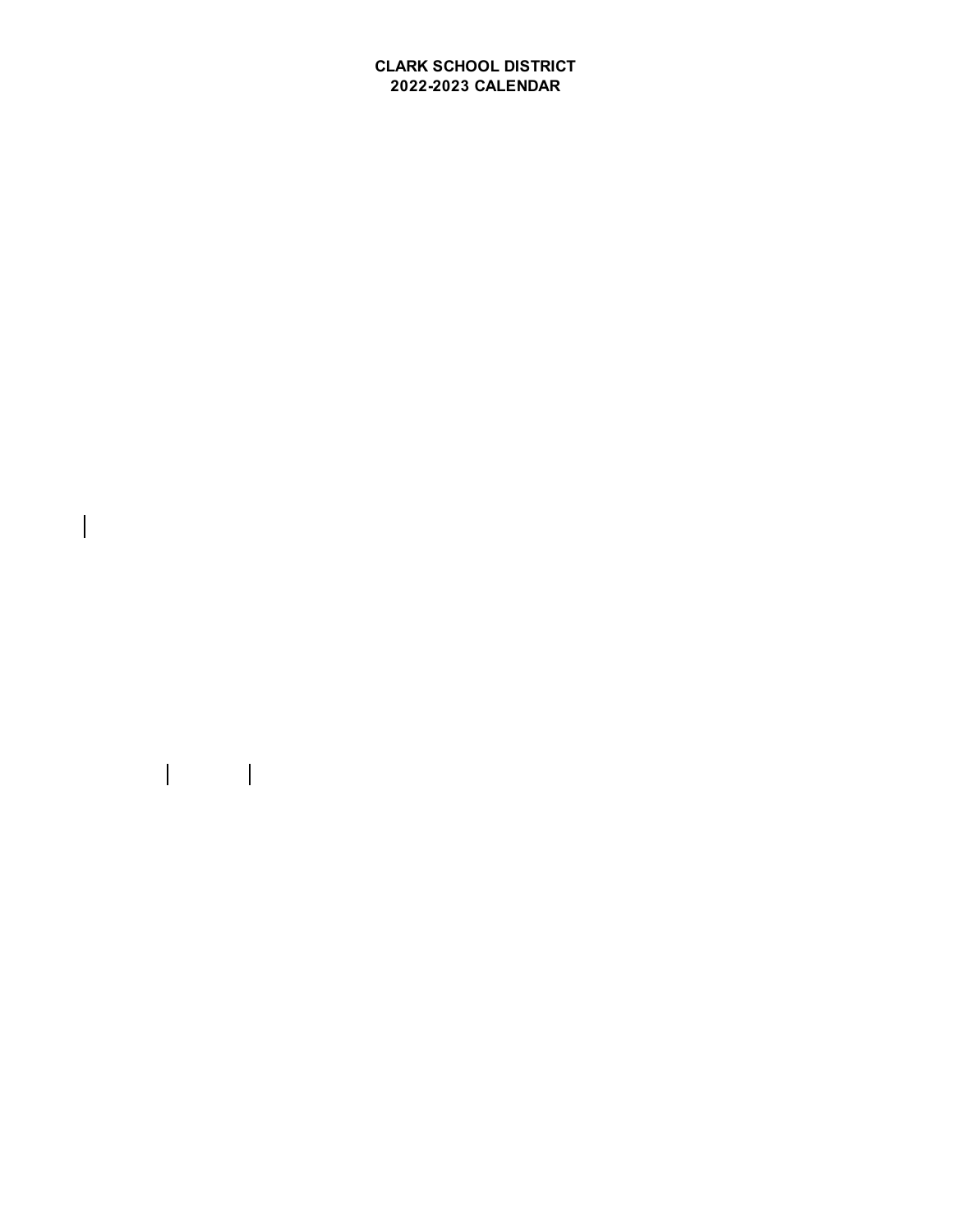**CLARK SCHOOL DISTRICT**
**2022-2023 CALENDAR**